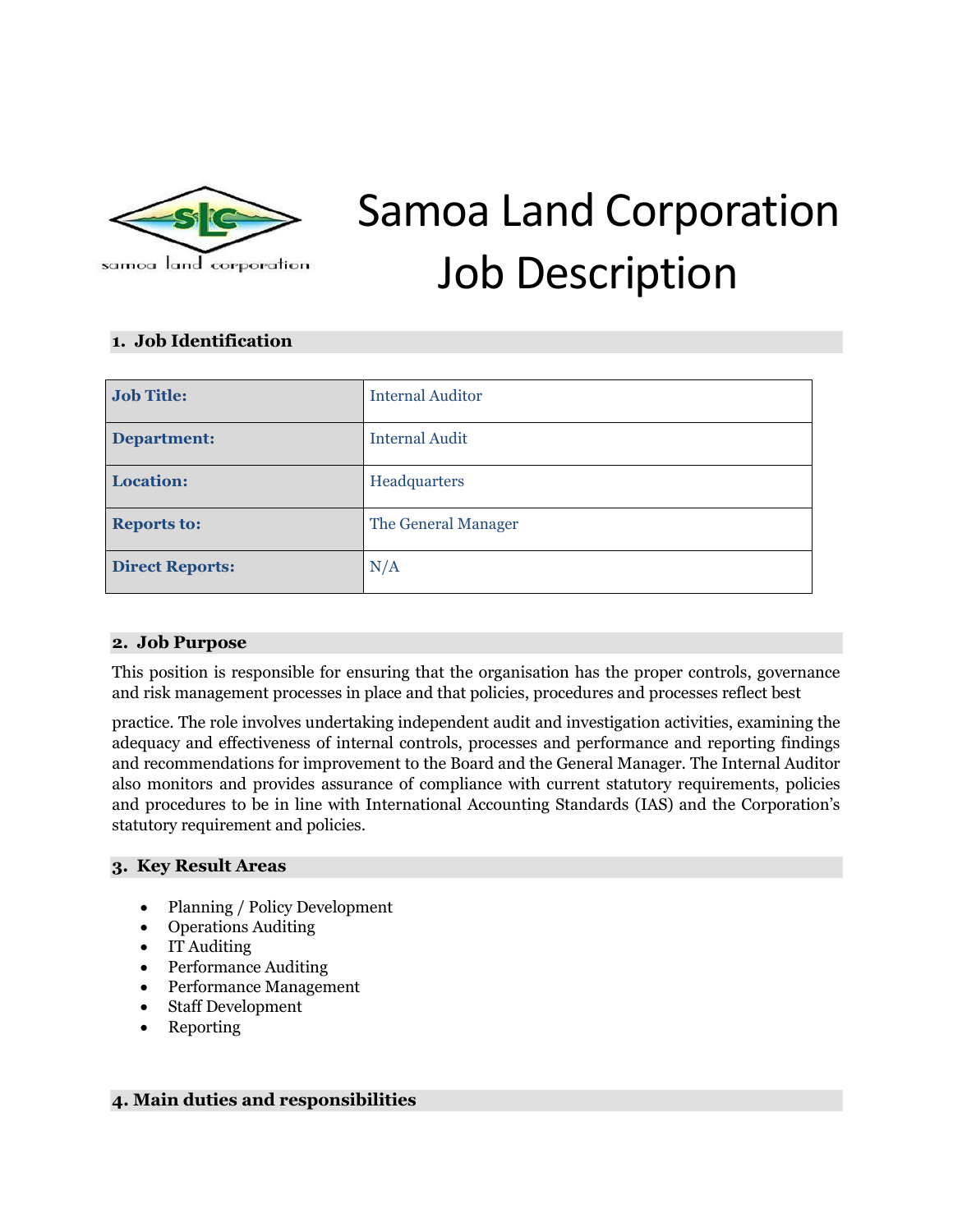# Samoa Land Corporation Job Description

## 1. Job Identification

| **Job Title:** | Internal Auditor |
|---|---|
| **Department:** | Internal Audit |
| **Location:** | Headquarters |
| **Reports to:** | The General Manager |
| **Direct Reports:** | N/A |

## 2. Job Purpose

This position is responsible for ensuring that the organisation has the proper controls, governance and risk management processes in place and that policies, procedures and processes reflect best practice. The role involves undertaking independent audit and investigation activities, examining the adequacy and effectiveness of internal controls, processes and performance and reporting findings and recommendations for improvement to the Board and the General Manager. The Internal Auditor also monitors and provides assurance of compliance with current statutory requirements, policies and procedures to be in line with International Accounting Standards (IAS) and the Corporation's statutory requirement and policies.

## 3. Key Result Areas

- Planning / Policy Development
- Operations Auditing
- IT Auditing
- Performance Auditing
- Performance Management
- Staff Development
- Reporting

## 4. Main duties and responsibilities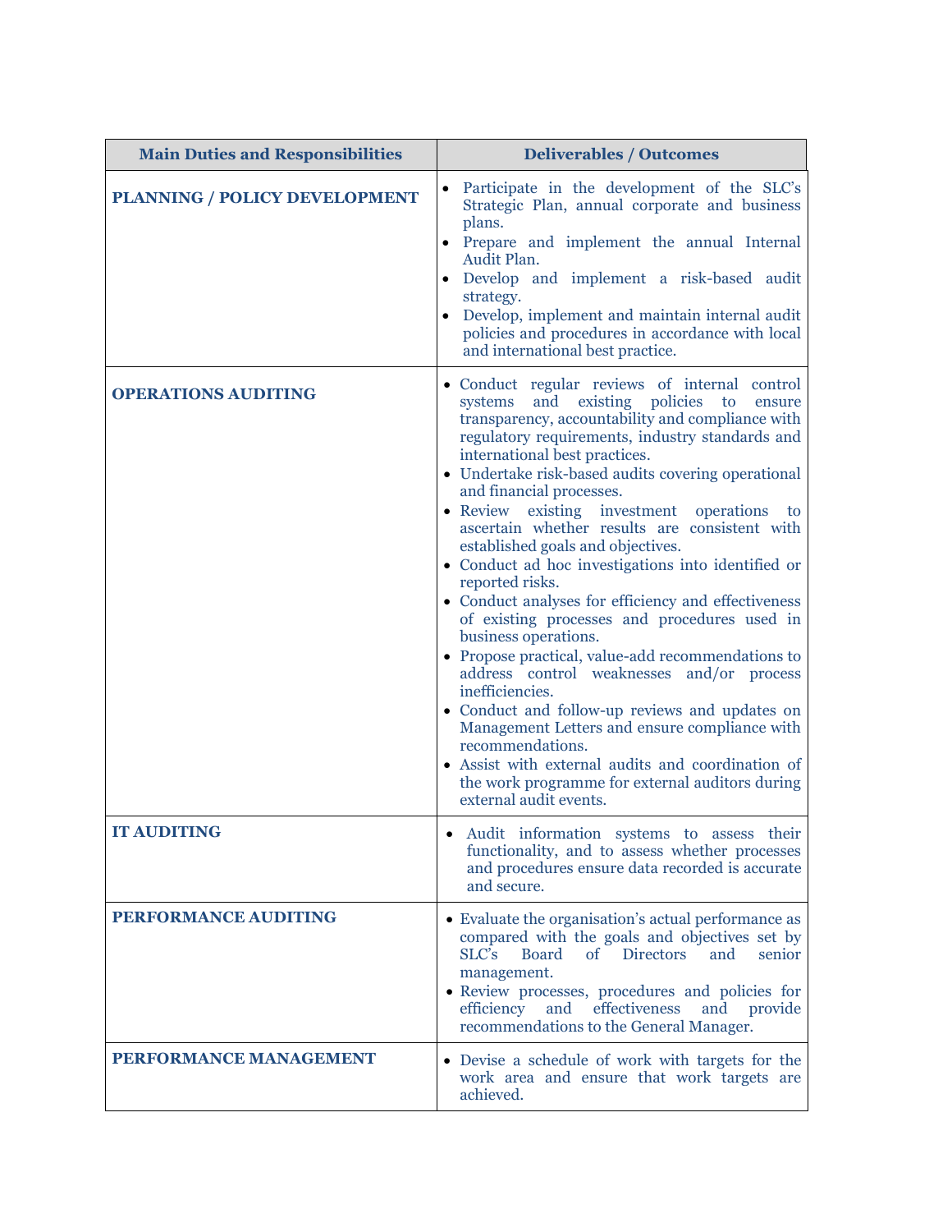| Main Duties and Responsibilities | Deliverables / Outcomes |
|---|---|
| **PLANNING / POLICY DEVELOPMENT** | • Participate in the development of the SLC's Strategic Plan, annual corporate and business plans.<br>• Prepare and implement the annual Internal Audit Plan.<br>• Develop and implement a risk-based audit strategy.<br>• Develop, implement and maintain internal audit policies and procedures in accordance with local and international best practice. |
| **OPERATIONS AUDITING** | • Conduct regular reviews of internal control systems and existing policies to ensure transparency, accountability and compliance with regulatory requirements, industry standards and international best practices.<br>• Undertake risk-based audits covering operational and financial processes.<br>• Review existing investment operations to ascertain whether results are consistent with established goals and objectives.<br>• Conduct ad hoc investigations into identified or reported risks.<br>• Conduct analyses for efficiency and effectiveness of existing processes and procedures used in business operations.<br>• Propose practical, value-add recommendations to address control weaknesses and/or process inefficiencies.<br>• Conduct and follow-up reviews and updates on Management Letters and ensure compliance with recommendations.<br>• Assist with external audits and coordination of the work programme for external auditors during external audit events. |
| **IT AUDITING** | • Audit information systems to assess their functionality, and to assess whether processes and procedures ensure data recorded is accurate and secure. |
| **PERFORMANCE AUDITING** | • Evaluate the organisation's actual performance as compared with the goals and objectives set by SLC's Board of Directors and senior management.<br>• Review processes, procedures and policies for efficiency and effectiveness and provide recommendations to the General Manager. |
| **PERFORMANCE MANAGEMENT** | • Devise a schedule of work with targets for the work area and ensure that work targets are achieved. |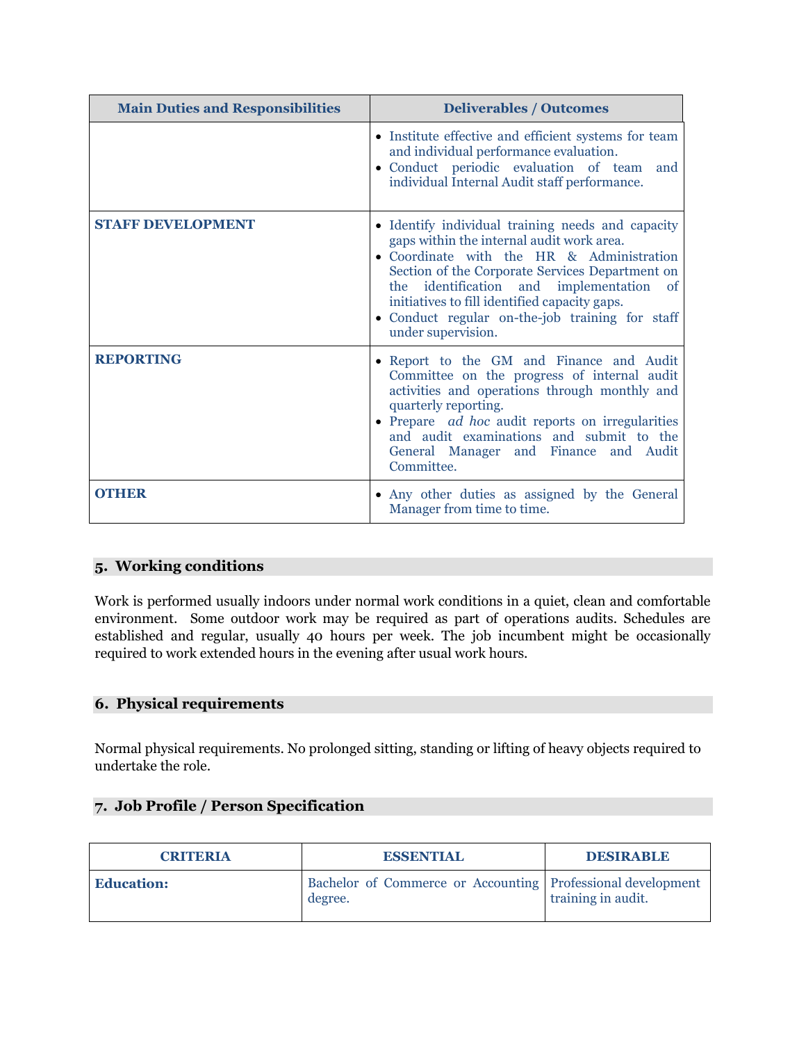| Main Duties and Responsibilities | Deliverables / Outcomes |
|---|---|
| | • Institute effective and efficient systems for team and individual performance evaluation.<br>• Conduct periodic evaluation of team and individual Internal Audit staff performance. |
| **STAFF DEVELOPMENT** | • Identify individual training needs and capacity gaps within the internal audit work area.<br>• Coordinate with the HR & Administration Section of the Corporate Services Department on the identification and implementation of initiatives to fill identified capacity gaps.<br>• Conduct regular on-the-job training for staff under supervision. |
| **REPORTING** | • Report to the GM and Finance and Audit Committee on the progress of internal audit activities and operations through monthly and quarterly reporting.<br>• Prepare *ad hoc* audit reports on irregularities and audit examinations and submit to the General Manager and Finance and Audit Committee. |
| **OTHER** | • Any other duties as assigned by the General Manager from time to time. |

## 5. Working conditions

Work is performed usually indoors under normal work conditions in a quiet, clean and comfortable environment. Some outdoor work may be required as part of operations audits. Schedules are established and regular, usually 40 hours per week. The job incumbent might be occasionally required to work extended hours in the evening after usual work hours.

## 6. Physical requirements

Normal physical requirements. No prolonged sitting, standing or lifting of heavy objects required to undertake the role.

## 7. Job Profile / Person Specification

| CRITERIA | ESSENTIAL | DESIRABLE |
|---|---|---|
| **Education:** | Bachelor of Commerce or Accounting degree. | Professional development training in audit. |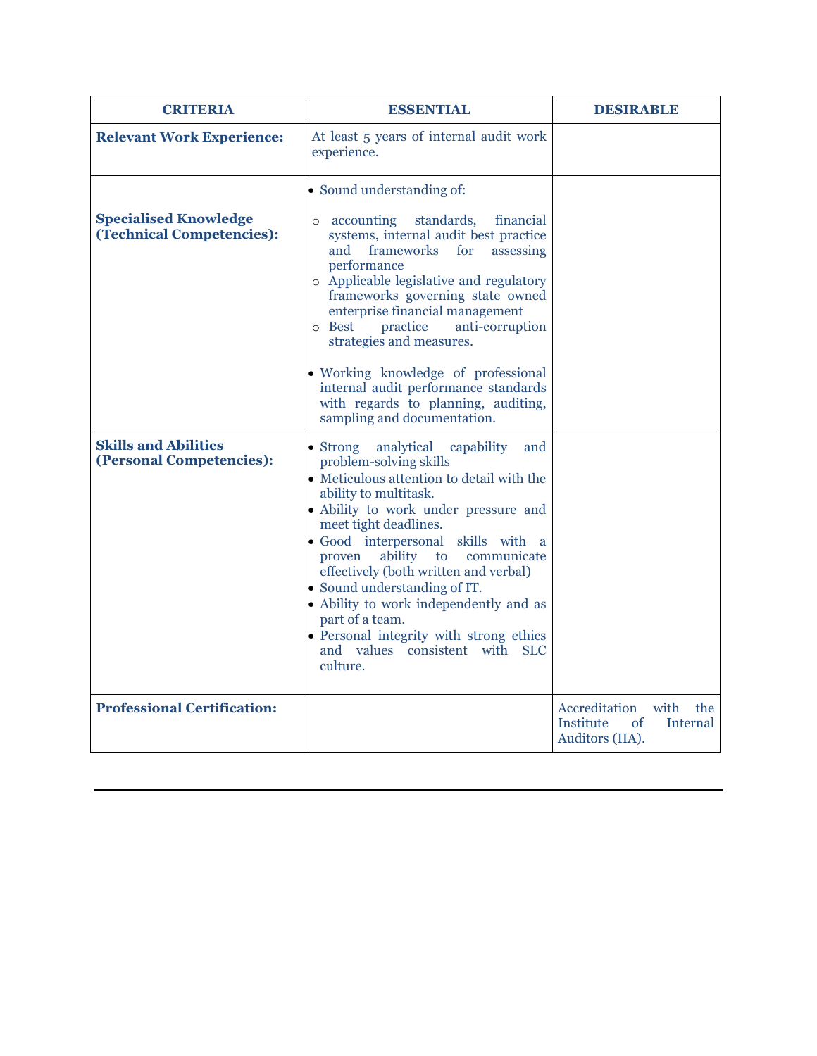| CRITERIA | ESSENTIAL | DESIRABLE |
|---|---|---|
| **Relevant Work Experience:** | At least 5 years of internal audit work experience. | |
| **Specialised Knowledge (Technical Competencies):** | • Sound understanding of:<br>○ accounting standards, financial systems, internal audit best practice and frameworks for assessing performance<br>○ Applicable legislative and regulatory frameworks governing state owned enterprise financial management<br>○ Best practice anti-corruption strategies and measures.<br>• Working knowledge of professional internal audit performance standards with regards to planning, auditing, sampling and documentation. | |
| **Skills and Abilities (Personal Competencies):** | • Strong analytical capability and problem-solving skills<br>• Meticulous attention to detail with the ability to multitask.<br>• Ability to work under pressure and meet tight deadlines.<br>• Good interpersonal skills with a proven ability to communicate effectively (both written and verbal)<br>• Sound understanding of IT.<br>• Ability to work independently and as part of a team.<br>• Personal integrity with strong ethics and values consistent with SLC culture. | |
| **Professional Certification:** | | Accreditation with the Institute of Internal Auditors (IIA). |